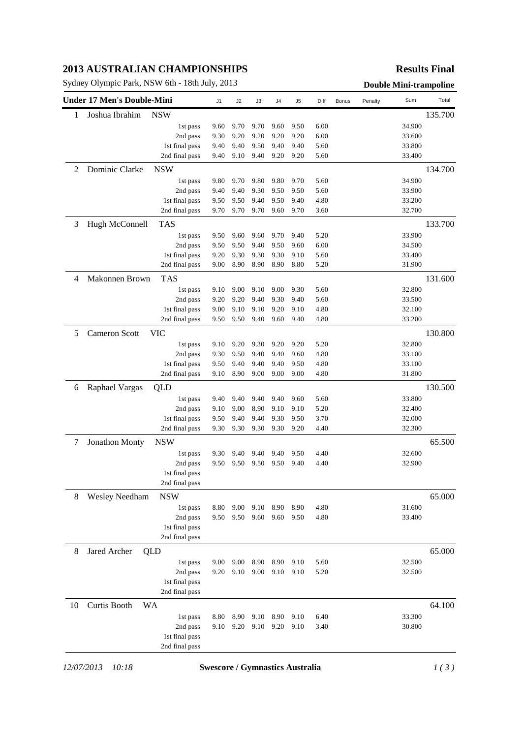# 2013 AUSTRALIAN CHAMPIONSHIPS

**Results Final**

Sydney Olympic Park, NSW 6th - 18th July, 2013

**Double Mini-trampoline**

| Under 17 Men's Double-Mini | | | J1 | J2 | J3 | J4 | J5 | Diff | Bonus | Penalty | Sum | Total |
|---|---|---|---|---|---|---|---|---|---|---|---|---|
| 1 | Joshua Ibrahim NSW | | | | | | | | | | | 135.700 |
| | | 1st pass | 9.60 | 9.70 | 9.70 | 9.60 | 9.50 | 6.00 | | | 34.900 | |
| | | 2nd pass | 9.30 | 9.20 | 9.20 | 9.20 | 9.20 | 6.00 | | | 33.600 | |
| | | 1st final pass | 9.40 | 9.40 | 9.50 | 9.40 | 9.40 | 5.60 | | | 33.800 | |
| | | 2nd final pass | 9.40 | 9.10 | 9.40 | 9.20 | 9.20 | 5.60 | | | 33.400 | |
| 2 | Dominic Clarke NSW | | | | | | | | | | | 134.700 |
| | | 1st pass | 9.80 | 9.70 | 9.80 | 9.80 | 9.70 | 5.60 | | | 34.900 | |
| | | 2nd pass | 9.40 | 9.40 | 9.30 | 9.50 | 9.50 | 5.60 | | | 33.900 | |
| | | 1st final pass | 9.50 | 9.50 | 9.40 | 9.50 | 9.40 | 4.80 | | | 33.200 | |
| | | 2nd final pass | 9.70 | 9.70 | 9.70 | 9.60 | 9.70 | 3.60 | | | 32.700 | |
| 3 | Hugh McConnell TAS | | | | | | | | | | | 133.700 |
| | | 1st pass | 9.50 | 9.60 | 9.60 | 9.70 | 9.40 | 5.20 | | | 33.900 | |
| | | 2nd pass | 9.50 | 9.50 | 9.40 | 9.50 | 9.60 | 6.00 | | | 34.500 | |
| | | 1st final pass | 9.20 | 9.30 | 9.30 | 9.30 | 9.10 | 5.60 | | | 33.400 | |
| | | 2nd final pass | 9.00 | 8.90 | 8.90 | 8.90 | 8.80 | 5.20 | | | 31.900 | |
| 4 | Makonnen Brown TAS | | | | | | | | | | | 131.600 |
| | | 1st pass | 9.10 | 9.00 | 9.10 | 9.00 | 9.30 | 5.60 | | | 32.800 | |
| | | 2nd pass | 9.20 | 9.20 | 9.40 | 9.30 | 9.40 | 5.60 | | | 33.500 | |
| | | 1st final pass | 9.00 | 9.10 | 9.10 | 9.20 | 9.10 | 4.80 | | | 32.100 | |
| | | 2nd final pass | 9.50 | 9.50 | 9.40 | 9.60 | 9.40 | 4.80 | | | 33.200 | |
| 5 | Cameron Scott VIC | | | | | | | | | | | 130.800 |
| | | 1st pass | 9.10 | 9.20 | 9.30 | 9.20 | 9.20 | 5.20 | | | 32.800 | |
| | | 2nd pass | 9.30 | 9.50 | 9.40 | 9.40 | 9.60 | 4.80 | | | 33.100 | |
| | | 1st final pass | 9.50 | 9.40 | 9.40 | 9.40 | 9.50 | 4.80 | | | 33.100 | |
| | | 2nd final pass | 9.10 | 8.90 | 9.00 | 9.00 | 9.00 | 4.80 | | | 31.800 | |
| 6 | Raphael Vargas QLD | | | | | | | | | | | 130.500 |
| | | 1st pass | 9.40 | 9.40 | 9.40 | 9.40 | 9.60 | 5.60 | | | 33.800 | |
| | | 2nd pass | 9.10 | 9.00 | 8.90 | 9.10 | 9.10 | 5.20 | | | 32.400 | |
| | | 1st final pass | 9.50 | 9.40 | 9.40 | 9.30 | 9.50 | 3.70 | | | 32.000 | |
| | | 2nd final pass | 9.30 | 9.30 | 9.30 | 9.30 | 9.20 | 4.40 | | | 32.300 | |
| 7 | Jonathon Monty NSW | | | | | | | | | | | 65.500 |
| | | 1st pass | 9.30 | 9.40 | 9.40 | 9.40 | 9.50 | 4.40 | | | 32.600 | |
| | | 2nd pass | 9.50 | 9.50 | 9.50 | 9.50 | 9.40 | 4.40 | | | 32.900 | |
| | | 1st final pass | | | | | | | | | | |
| | | 2nd final pass | | | | | | | | | | |
| 8 | Wesley Needham NSW | | | | | | | | | | | 65.000 |
| | | 1st pass | 8.80 | 9.00 | 9.10 | 8.90 | 8.90 | 4.80 | | | 31.600 | |
| | | 2nd pass | 9.50 | 9.50 | 9.60 | 9.60 | 9.50 | 4.80 | | | 33.400 | |
| | | 1st final pass | | | | | | | | | | |
| | | 2nd final pass | | | | | | | | | | |
| 8 | Jared Archer QLD | | | | | | | | | | | 65.000 |
| | | 1st pass | 9.00 | 9.00 | 8.90 | 8.90 | 9.10 | 5.60 | | | 32.500 | |
| | | 2nd pass | 9.20 | 9.10 | 9.00 | 9.10 | 9.10 | 5.20 | | | 32.500 | |
| | | 1st final pass | | | | | | | | | | |
| | | 2nd final pass | | | | | | | | | | |
| 10 | Curtis Booth WA | | | | | | | | | | | 64.100 |
| | | 1st pass | 8.80 | 8.90 | 9.10 | 8.90 | 9.10 | 6.40 | | | 33.300 | |
| | | 2nd pass | 9.10 | 9.20 | 9.10 | 9.20 | 9.10 | 3.40 | | | 30.800 | |
| | | 1st final pass | | | | | | | | | | |
| | | 2nd final pass | | | | | | | | | | |

*12/07/2013 10:18* **Swescore / Gymnastics Australia**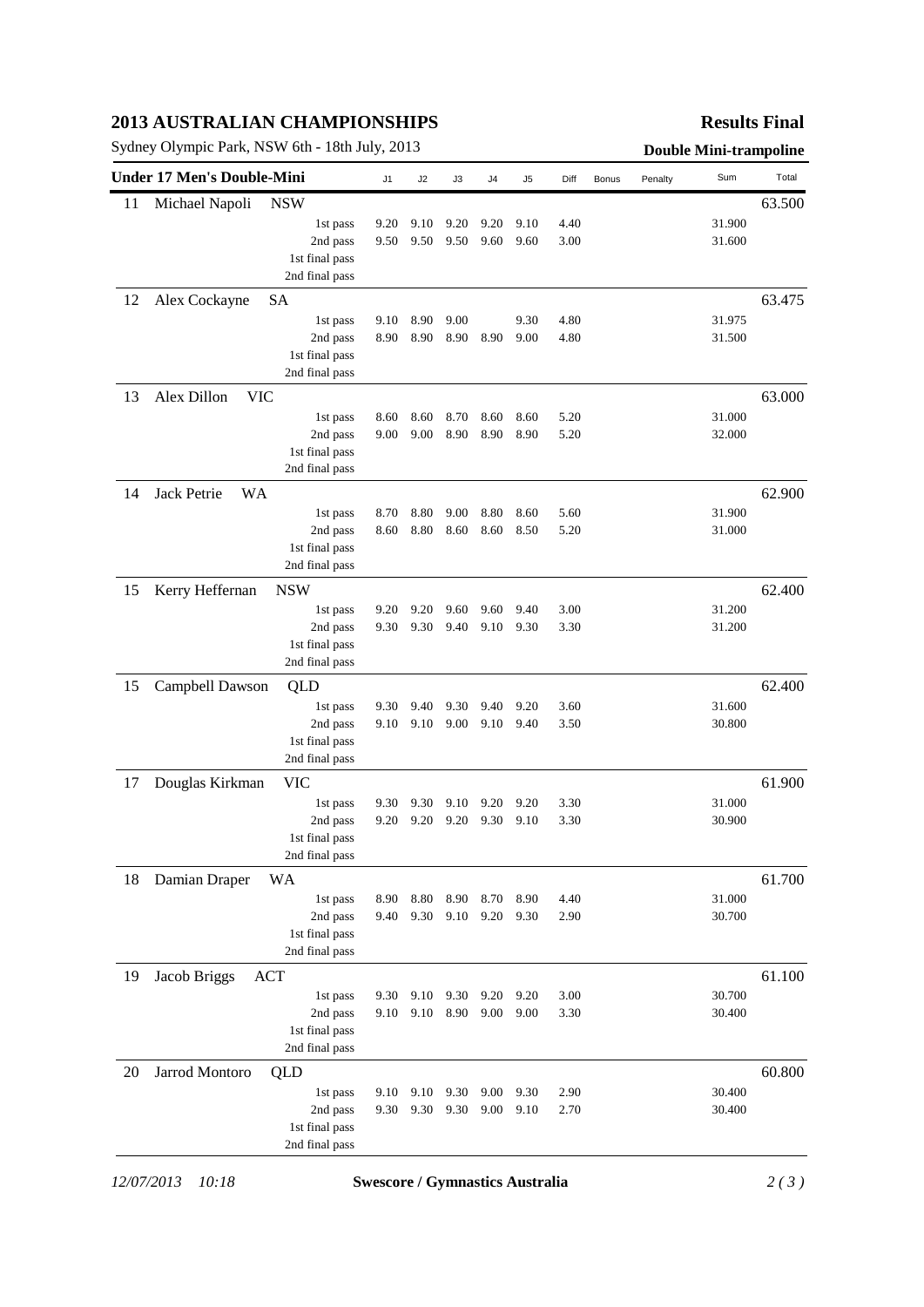# 2013 AUSTRALIAN CHAMPIONSHIPS

**Results Final**

Sydney Olympic Park, NSW 6th - 18th July, 2013

**Double Mini-trampoline**

| Under 17 Men's Double-Mini | | J1 | J2 | J3 | J4 | J5 | Diff | Bonus | Penalty | Sum | Total |
|---|---|---|---|---|---|---|---|---|---|---|---|
| 11 | Michael Napoli NSW | | | | | | | | | | 63.500 |
| | 1st pass | 9.20 | 9.10 | 9.20 | 9.20 | 9.10 | 4.40 | | | 31.900 | |
| | 2nd pass | 9.50 | 9.50 | 9.50 | 9.60 | 9.60 | 3.00 | | | 31.600 | |
| | 1st final pass | | | | | | | | | | |
| | 2nd final pass | | | | | | | | | | |
| 12 | Alex Cockayne SA | | | | | | | | | | 63.475 |
| | 1st pass | 9.10 | 8.90 | 9.00 | | 9.30 | 4.80 | | | 31.975 | |
| | 2nd pass | 8.90 | 8.90 | 8.90 | 8.90 | 9.00 | 4.80 | | | 31.500 | |
| | 1st final pass | | | | | | | | | | |
| | 2nd final pass | | | | | | | | | | |
| 13 | Alex Dillon VIC | | | | | | | | | | 63.000 |
| | 1st pass | 8.60 | 8.60 | 8.70 | 8.60 | 8.60 | 5.20 | | | 31.000 | |
| | 2nd pass | 9.00 | 9.00 | 8.90 | 8.90 | 8.90 | 5.20 | | | 32.000 | |
| | 1st final pass | | | | | | | | | | |
| | 2nd final pass | | | | | | | | | | |
| 14 | Jack Petrie WA | | | | | | | | | | 62.900 |
| | 1st pass | 8.70 | 8.80 | 9.00 | 8.80 | 8.60 | 5.60 | | | 31.900 | |
| | 2nd pass | 8.60 | 8.80 | 8.60 | 8.60 | 8.50 | 5.20 | | | 31.000 | |
| | 1st final pass | | | | | | | | | | |
| | 2nd final pass | | | | | | | | | | |
| 15 | Kerry Heffernan NSW | | | | | | | | | | 62.400 |
| | 1st pass | 9.20 | 9.20 | 9.60 | 9.60 | 9.40 | 3.00 | | | 31.200 | |
| | 2nd pass | 9.30 | 9.30 | 9.40 | 9.10 | 9.30 | 3.30 | | | 31.200 | |
| | 1st final pass | | | | | | | | | | |
| | 2nd final pass | | | | | | | | | | |
| 15 | Campbell Dawson QLD | | | | | | | | | | 62.400 |
| | 1st pass | 9.30 | 9.40 | 9.30 | 9.40 | 9.20 | 3.60 | | | 31.600 | |
| | 2nd pass | 9.10 | 9.10 | 9.00 | 9.10 | 9.40 | 3.50 | | | 30.800 | |
| | 1st final pass | | | | | | | | | | |
| | 2nd final pass | | | | | | | | | | |
| 17 | Douglas Kirkman VIC | | | | | | | | | | 61.900 |
| | 1st pass | 9.30 | 9.30 | 9.10 | 9.20 | 9.20 | 3.30 | | | 31.000 | |
| | 2nd pass | 9.20 | 9.20 | 9.20 | 9.30 | 9.10 | 3.30 | | | 30.900 | |
| | 1st final pass | | | | | | | | | | |
| | 2nd final pass | | | | | | | | | | |
| 18 | Damian Draper WA | | | | | | | | | | 61.700 |
| | 1st pass | 8.90 | 8.80 | 8.90 | 8.70 | 8.90 | 4.40 | | | 31.000 | |
| | 2nd pass | 9.40 | 9.30 | 9.10 | 9.20 | 9.30 | 2.90 | | | 30.700 | |
| | 1st final pass | | | | | | | | | | |
| | 2nd final pass | | | | | | | | | | |
| 19 | Jacob Briggs ACT | | | | | | | | | | 61.100 |
| | 1st pass | 9.30 | 9.10 | 9.30 | 9.20 | 9.20 | 3.00 | | | 30.700 | |
| | 2nd pass | 9.10 | 9.10 | 8.90 | 9.00 | 9.00 | 3.30 | | | 30.400 | |
| | 1st final pass | | | | | | | | | | |
| | 2nd final pass | | | | | | | | | | |
| 20 | Jarrod Montoro QLD | | | | | | | | | | 60.800 |
| | 1st pass | 9.10 | 9.10 | 9.30 | 9.00 | 9.30 | 2.90 | | | 30.400 | |
| | 2nd pass | 9.30 | 9.30 | 9.30 | 9.00 | 9.10 | 2.70 | | | 30.400 | |
| | 1st final pass | | | | | | | | | | |
| | 2nd final pass | | | | | | | | | | |

*12/07/2013 10:18* **Swescore / Gymnastics Australia**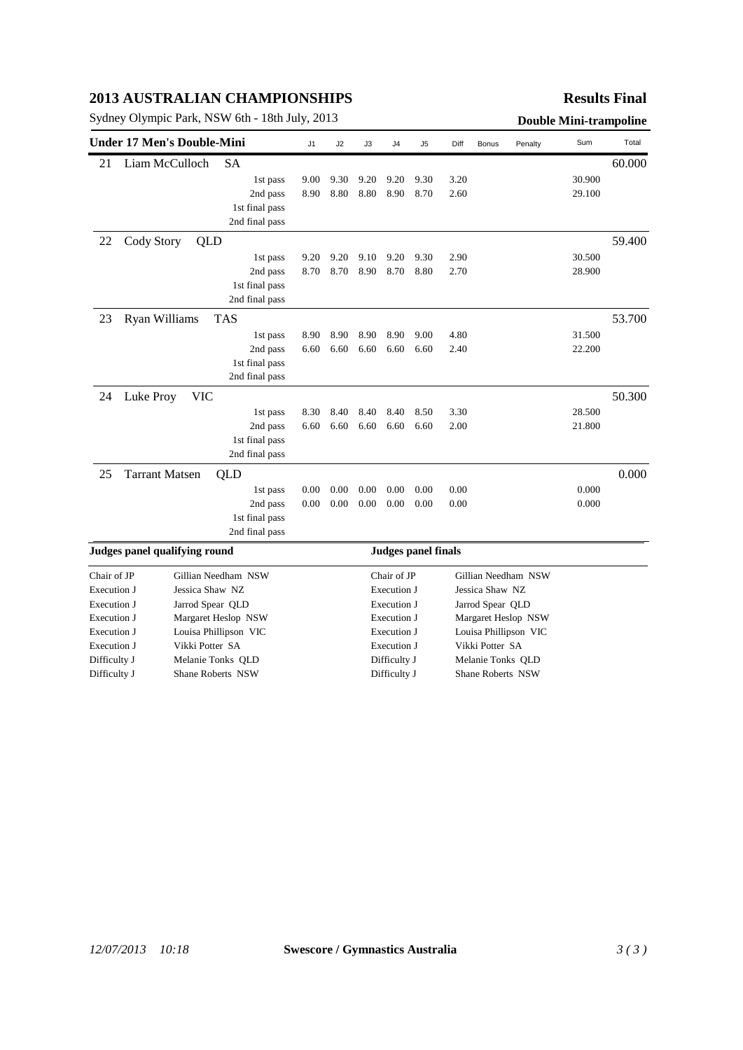# 2013 AUSTRALIAN CHAMPIONSHIPS

**Results Final**

Sydney Olympic Park, NSW 6th - 18th July, 2013

**Double Mini-trampoline**

| Under 17 Men's Double-Mini | | J1 | J2 | J3 | J4 | J5 | Diff | Bonus | Penalty | Sum | Total |
|---|---|---|---|---|---|---|---|---|---|---|---|
| 21 Liam McCulloch SA | | | | | | | | | | | 60.000 |
| | 1st pass | 9.00 | 9.30 | 9.20 | 9.20 | 9.30 | 3.20 | | | 30.900 | |
| | 2nd pass | 8.90 | 8.80 | 8.80 | 8.90 | 8.70 | 2.60 | | | 29.100 | |
| | 1st final pass | | | | | | | | | | |
| | 2nd final pass | | | | | | | | | | |
| 22 Cody Story QLD | | | | | | | | | | | 59.400 |
| | 1st pass | 9.20 | 9.20 | 9.10 | 9.20 | 9.30 | 2.90 | | | 30.500 | |
| | 2nd pass | 8.70 | 8.70 | 8.90 | 8.70 | 8.80 | 2.70 | | | 28.900 | |
| | 1st final pass | | | | | | | | | | |
| | 2nd final pass | | | | | | | | | | |
| 23 Ryan Williams TAS | | | | | | | | | | | 53.700 |
| | 1st pass | 8.90 | 8.90 | 8.90 | 8.90 | 9.00 | 4.80 | | | 31.500 | |
| | 2nd pass | 6.60 | 6.60 | 6.60 | 6.60 | 6.60 | 2.40 | | | 22.200 | |
| | 1st final pass | | | | | | | | | | |
| | 2nd final pass | | | | | | | | | | |
| 24 Luke Proy VIC | | | | | | | | | | | 50.300 |
| | 1st pass | 8.30 | 8.40 | 8.40 | 8.40 | 8.50 | 3.30 | | | 28.500 | |
| | 2nd pass | 6.60 | 6.60 | 6.60 | 6.60 | 6.60 | 2.00 | | | 21.800 | |
| | 1st final pass | | | | | | | | | | |
| | 2nd final pass | | | | | | | | | | |
| 25 Tarrant Matsen QLD | | | | | | | | | | | 0.000 |
| | 1st pass | 0.00 | 0.00 | 0.00 | 0.00 | 0.00 | 0.00 | | | 0.000 | |
| | 2nd pass | 0.00 | 0.00 | 0.00 | 0.00 | 0.00 | 0.00 | | | 0.000 | |
| | 1st final pass | | | | | | | | | | |
| | 2nd final pass | | | | | | | | | | |

| Judges panel qualifying round | | Judges panel finals | |
|---|---|---|---|
| Chair of JP | Gillian Needham NSW | Chair of JP | Gillian Needham NSW |
| Execution J | Jessica Shaw NZ | Execution J | Jessica Shaw NZ |
| Execution J | Jarrod Spear QLD | Execution J | Jarrod Spear QLD |
| Execution J | Margaret Heslop NSW | Execution J | Margaret Heslop NSW |
| Execution J | Louisa Phillipson VIC | Execution J | Louisa Phillipson VIC |
| Execution J | Vikki Potter SA | Execution J | Vikki Potter SA |
| Difficulty J | Melanie Tonks QLD | Difficulty J | Melanie Tonks QLD |
| Difficulty J | Shane Roberts NSW | Difficulty J | Shane Roberts NSW |

*12/07/2013 10:18* **Swescore / Gymnastics Australia**